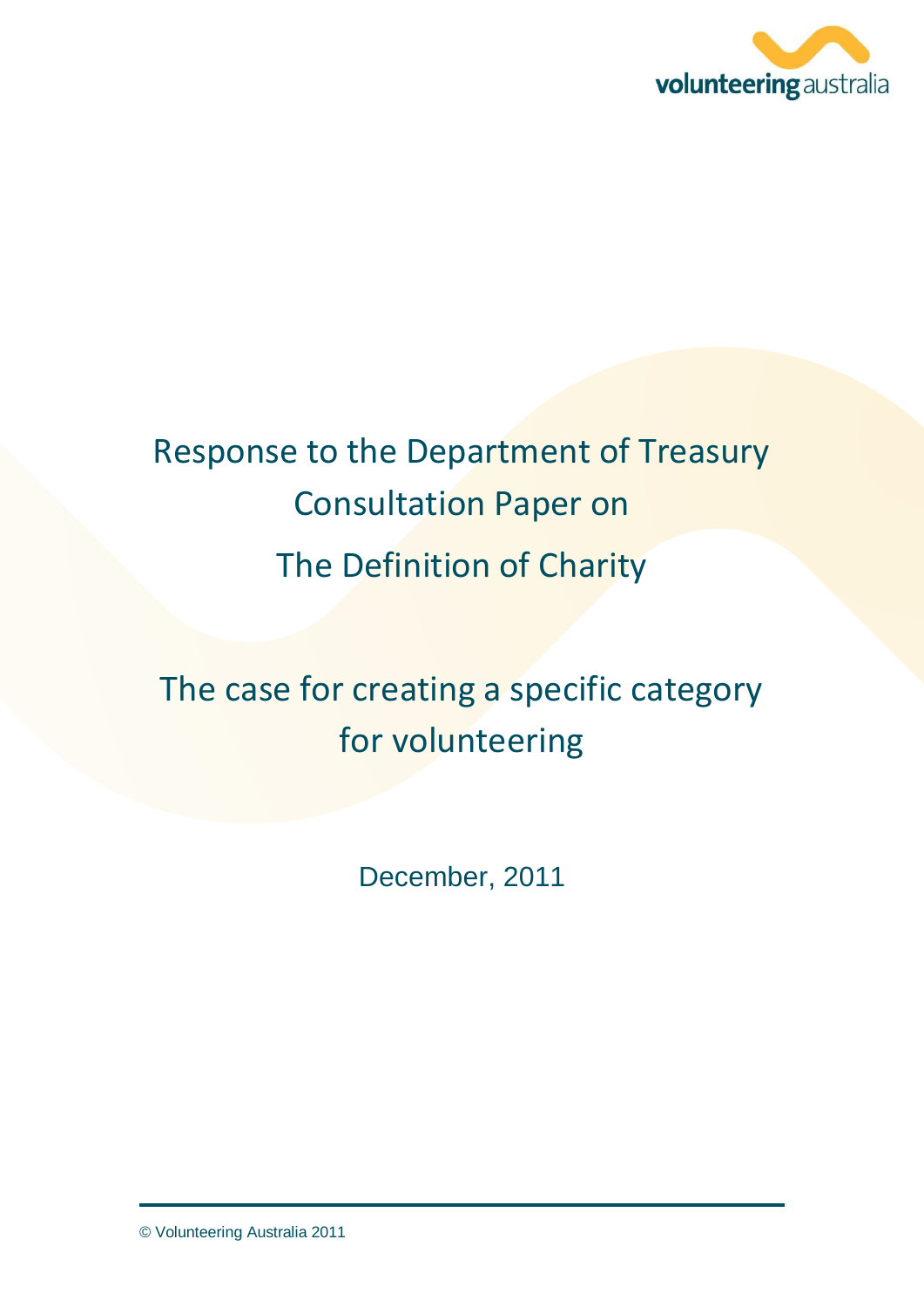volunteering australia

# Response to the Department of Treasury Consultation Paper on The Definition of Charity

## The case for creating a specific category for volunteering

December, 2011

© Volunteering Australia 2011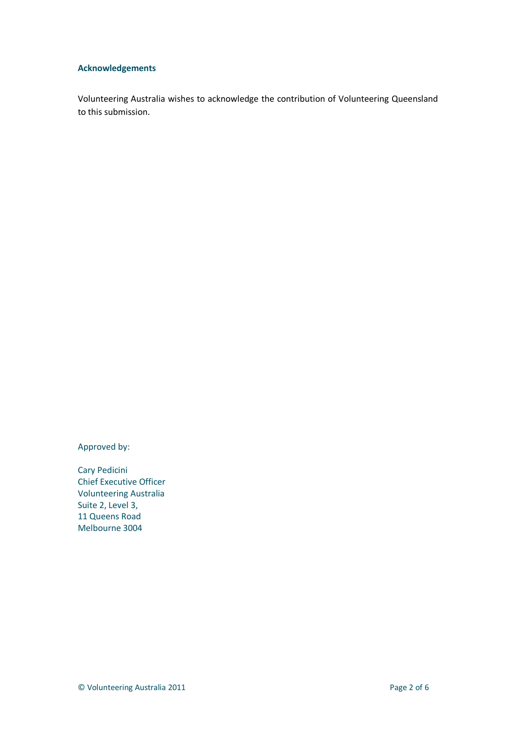### Acknowledgements

Volunteering Australia wishes to acknowledge the contribution of Volunteering Queensland to this submission.

Approved by:

Cary Pedicini  
Chief Executive Officer  
Volunteering Australia  
Suite 2, Level 3,  
11 Queens Road  
Melbourne 3004

© Volunteering Australia 2011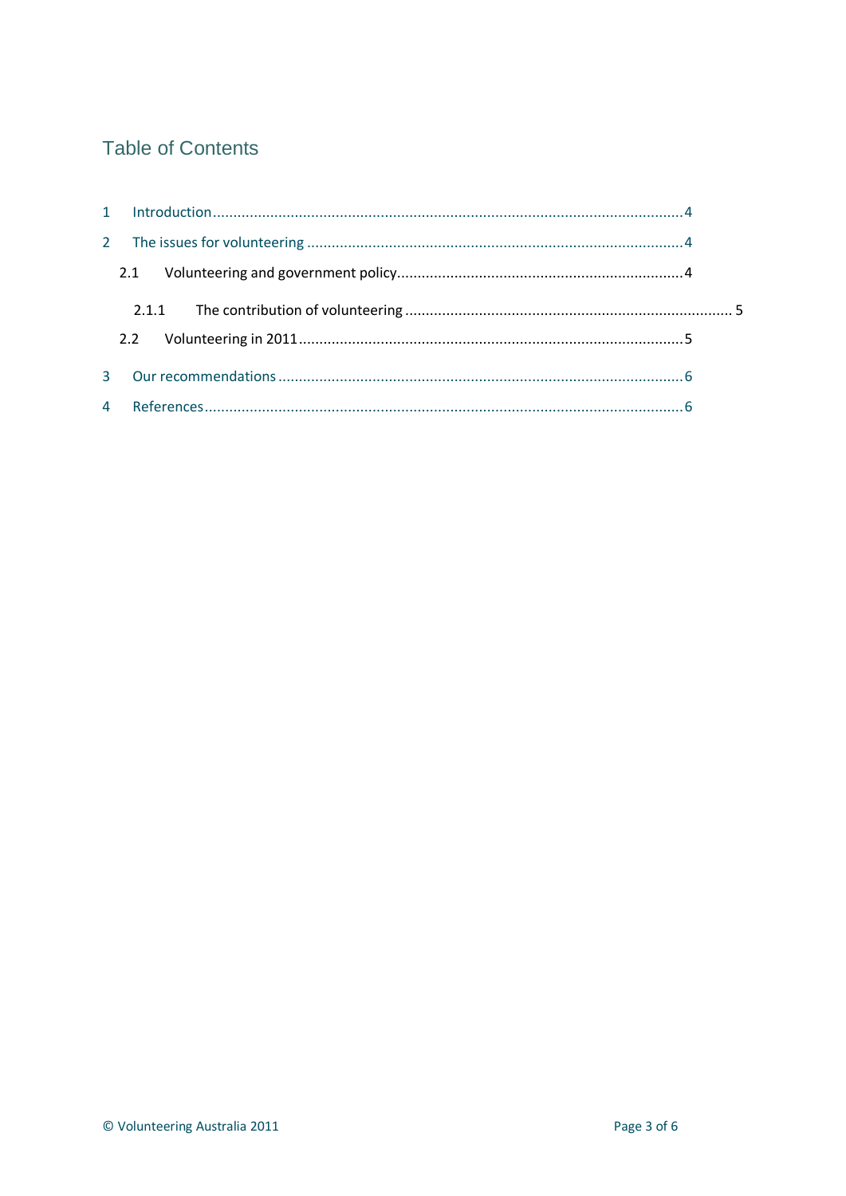# Table of Contents

1 Introduction ........................................................ 4

2 The issues for volunteering ........................................ 4

2.1 Volunteering and government policy ............................... 4

2.1.1 The contribution of volunteering ................................ 5

2.2 Volunteering in 2011 ............................................. 5

3 Our recommendations ................................................. 6

4 References .......................................................... 6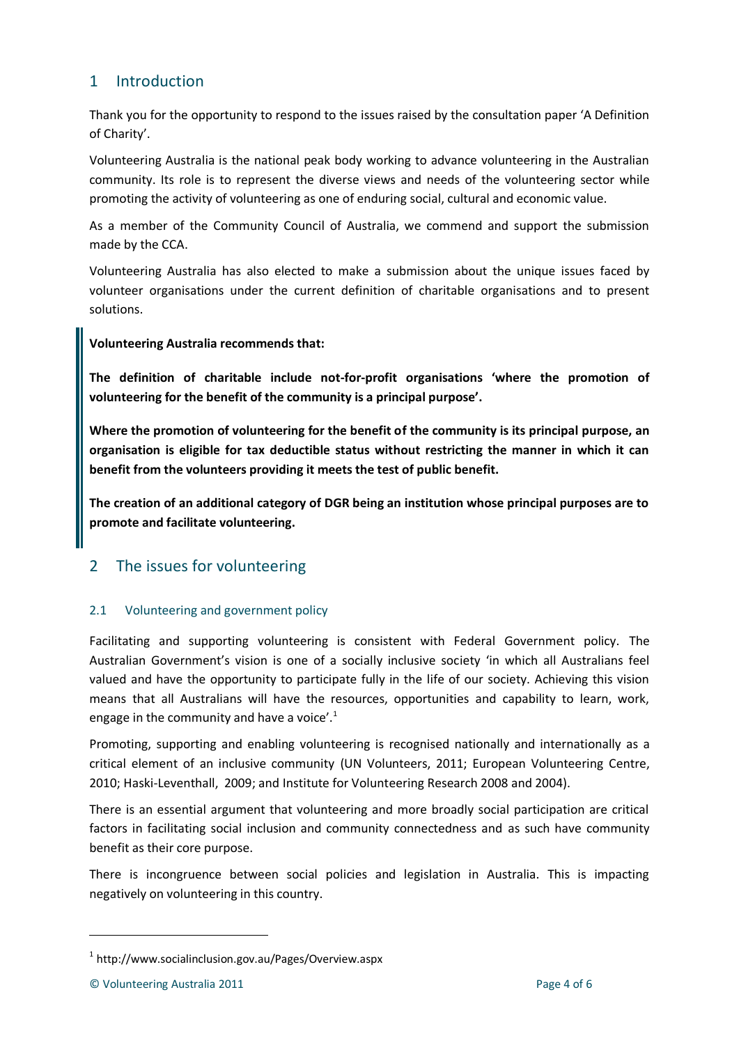## 1 Introduction

Thank you for the opportunity to respond to the issues raised by the consultation paper 'A Definition of Charity'.

Volunteering Australia is the national peak body working to advance volunteering in the Australian community. Its role is to represent the diverse views and needs of the volunteering sector while promoting the activity of volunteering as one of enduring social, cultural and economic value.

As a member of the Community Council of Australia, we commend and support the submission made by the CCA.

Volunteering Australia has also elected to make a submission about the unique issues faced by volunteer organisations under the current definition of charitable organisations and to present solutions.

> **Volunteering Australia recommends that:**
>
> **The definition of charitable include not-for-profit organisations 'where the promotion of volunteering for the benefit of the community is a principal purpose'.**
>
> **Where the promotion of volunteering for the benefit of the community is its principal purpose, an organisation is eligible for tax deductible status without restricting the manner in which it can benefit from the volunteers providing it meets the test of public benefit.**
>
> **The creation of an additional category of DGR being an institution whose principal purposes are to promote and facilitate volunteering.**

## 2 The issues for volunteering

### 2.1 Volunteering and government policy

Facilitating and supporting volunteering is consistent with Federal Government policy. The Australian Government's vision is one of a socially inclusive society 'in which all Australians feel valued and have the opportunity to participate fully in the life of our society. Achieving this vision means that all Australians will have the resources, opportunities and capability to learn, work, engage in the community and have a voice'.[1]

Promoting, supporting and enabling volunteering is recognised nationally and internationally as a critical element of an inclusive community (UN Volunteers, 2011; European Volunteering Centre, 2010; Haski-Leventhall, 2009; and Institute for Volunteering Research 2008 and 2004).

There is an essential argument that volunteering and more broadly social participation are critical factors in facilitating social inclusion and community connectedness and as such have community benefit as their core purpose.

There is incongruence between social policies and legislation in Australia. This is impacting negatively on volunteering in this country.

---

[1] http://www.socialinclusion.gov.au/Pages/Overview.aspx

© Volunteering Australia 2011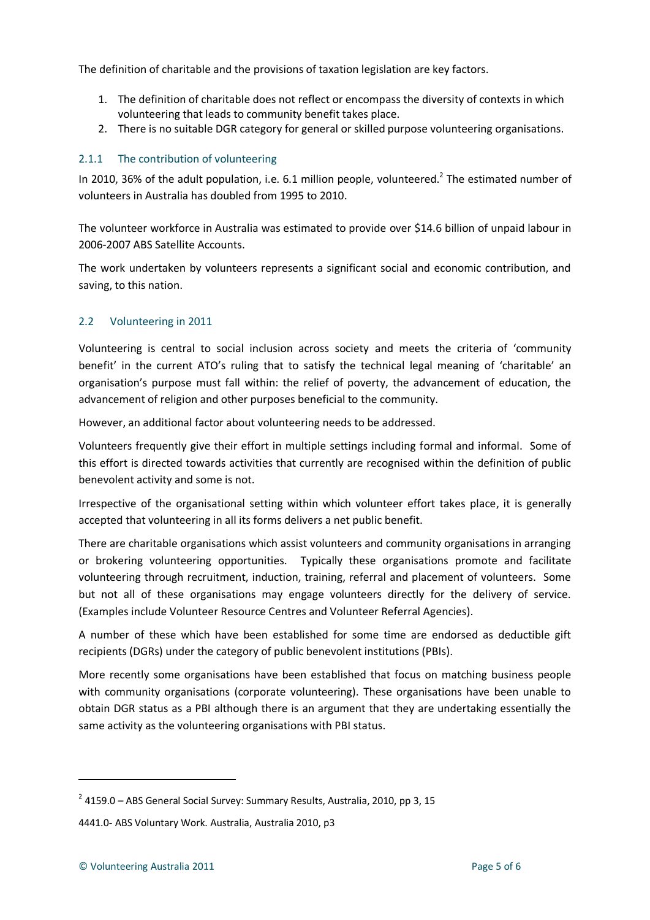The definition of charitable and the provisions of taxation legislation are key factors.

1. The definition of charitable does not reflect or encompass the diversity of contexts in which volunteering that leads to community benefit takes place.
2. There is no suitable DGR category for general or skilled purpose volunteering organisations.

### 2.1.1 The contribution of volunteering

In 2010, 36% of the adult population, i.e. 6.1 million people, volunteered.[2] The estimated number of volunteers in Australia has doubled from 1995 to 2010.

The volunteer workforce in Australia was estimated to provide over $14.6 billion of unpaid labour in 2006-2007 ABS Satellite Accounts.

The work undertaken by volunteers represents a significant social and economic contribution, and saving, to this nation.

## 2.2 Volunteering in 2011

Volunteering is central to social inclusion across society and meets the criteria of 'community benefit' in the current ATO's ruling that to satisfy the technical legal meaning of 'charitable' an organisation's purpose must fall within: the relief of poverty, the advancement of education, the advancement of religion and other purposes beneficial to the community.

However, an additional factor about volunteering needs to be addressed.

Volunteers frequently give their effort in multiple settings including formal and informal. Some of this effort is directed towards activities that currently are recognised within the definition of public benevolent activity and some is not.

Irrespective of the organisational setting within which volunteer effort takes place, it is generally accepted that volunteering in all its forms delivers a net public benefit.

There are charitable organisations which assist volunteers and community organisations in arranging or brokering volunteering opportunities. Typically these organisations promote and facilitate volunteering through recruitment, induction, training, referral and placement of volunteers. Some but not all of these organisations may engage volunteers directly for the delivery of service. (Examples include Volunteer Resource Centres and Volunteer Referral Agencies).

A number of these which have been established for some time are endorsed as deductible gift recipients (DGRs) under the category of public benevolent institutions (PBIs).

More recently some organisations have been established that focus on matching business people with community organisations (corporate volunteering). These organisations have been unable to obtain DGR status as a PBI although there is an argument that they are undertaking essentially the same activity as the volunteering organisations with PBI status.

---

[2] 4159.0 – ABS General Social Survey: Summary Results, Australia, 2010, pp 3, 15

4441.0- ABS Voluntary Work. Australia, Australia 2010, p3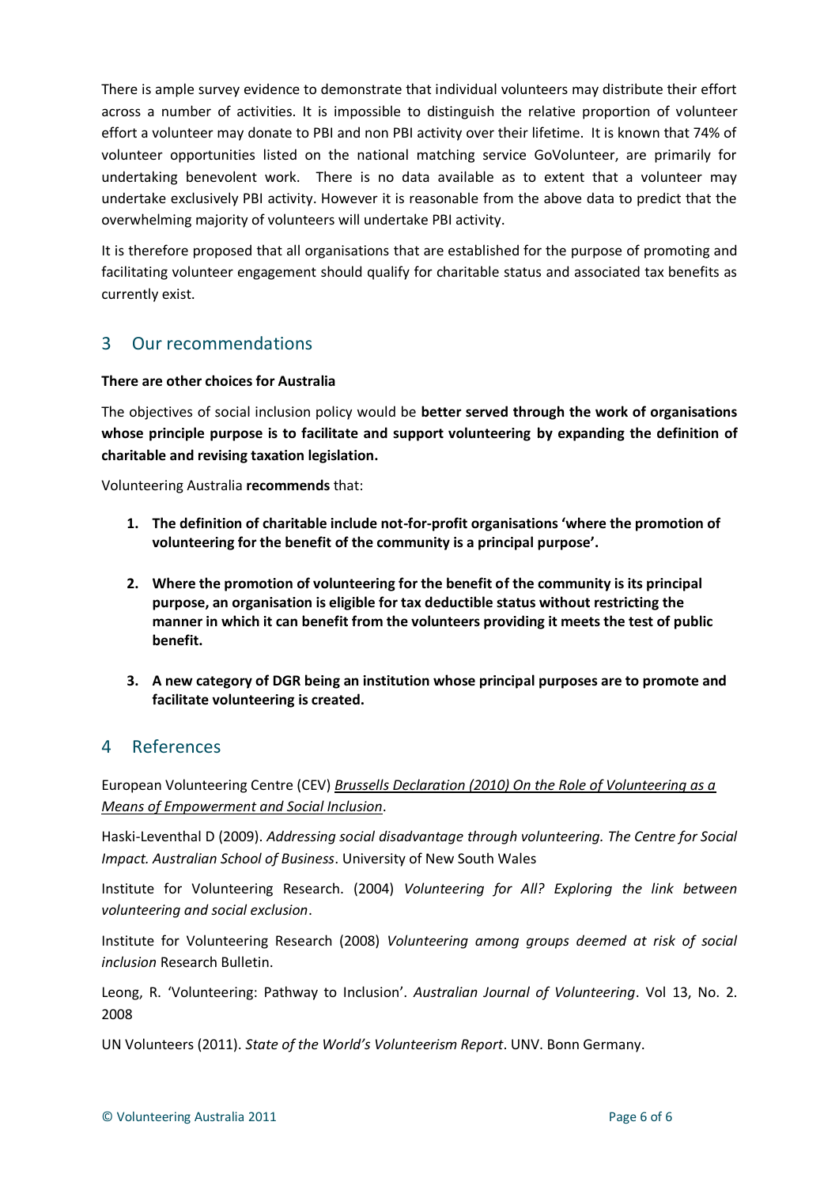There is ample survey evidence to demonstrate that individual volunteers may distribute their effort across a number of activities. It is impossible to distinguish the relative proportion of volunteer effort a volunteer may donate to PBI and non PBI activity over their lifetime. It is known that 74% of volunteer opportunities listed on the national matching service GoVolunteer, are primarily for undertaking benevolent work. There is no data available as to extent that a volunteer may undertake exclusively PBI activity. However it is reasonable from the above data to predict that the overwhelming majority of volunteers will undertake PBI activity.

It is therefore proposed that all organisations that are established for the purpose of promoting and facilitating volunteer engagement should qualify for charitable status and associated tax benefits as currently exist.

## 3 Our recommendations

**There are other choices for Australia**

The objectives of social inclusion policy would be **better served through the work of organisations whose principle purpose is to facilitate and support volunteering by expanding the definition of charitable and revising taxation legislation.**

Volunteering Australia **recommends** that:

1. **The definition of charitable include not-for-profit organisations 'where the promotion of volunteering for the benefit of the community is a principal purpose'.**
2. **Where the promotion of volunteering for the benefit of the community is its principal purpose, an organisation is eligible for tax deductible status without restricting the manner in which it can benefit from the volunteers providing it meets the test of public benefit.**
3. **A new category of DGR being an institution whose principal purposes are to promote and facilitate volunteering is created.**

## 4 References

European Volunteering Centre (CEV) *Brussells Declaration (2010) On the Role of Volunteering as a Means of Empowerment and Social Inclusion*.

Haski-Leventhal D (2009). *Addressing social disadvantage through volunteering. The Centre for Social Impact. Australian School of Business*. University of New South Wales

Institute for Volunteering Research. (2004) *Volunteering for All? Exploring the link between volunteering and social exclusion*.

Institute for Volunteering Research (2008) *Volunteering among groups deemed at risk of social inclusion* Research Bulletin.

Leong, R. 'Volunteering: Pathway to Inclusion'. *Australian Journal of Volunteering*. Vol 13, No. 2. 2008

UN Volunteers (2011). *State of the World's Volunteerism Report*. UNV. Bonn Germany.

© Volunteering Australia 2011